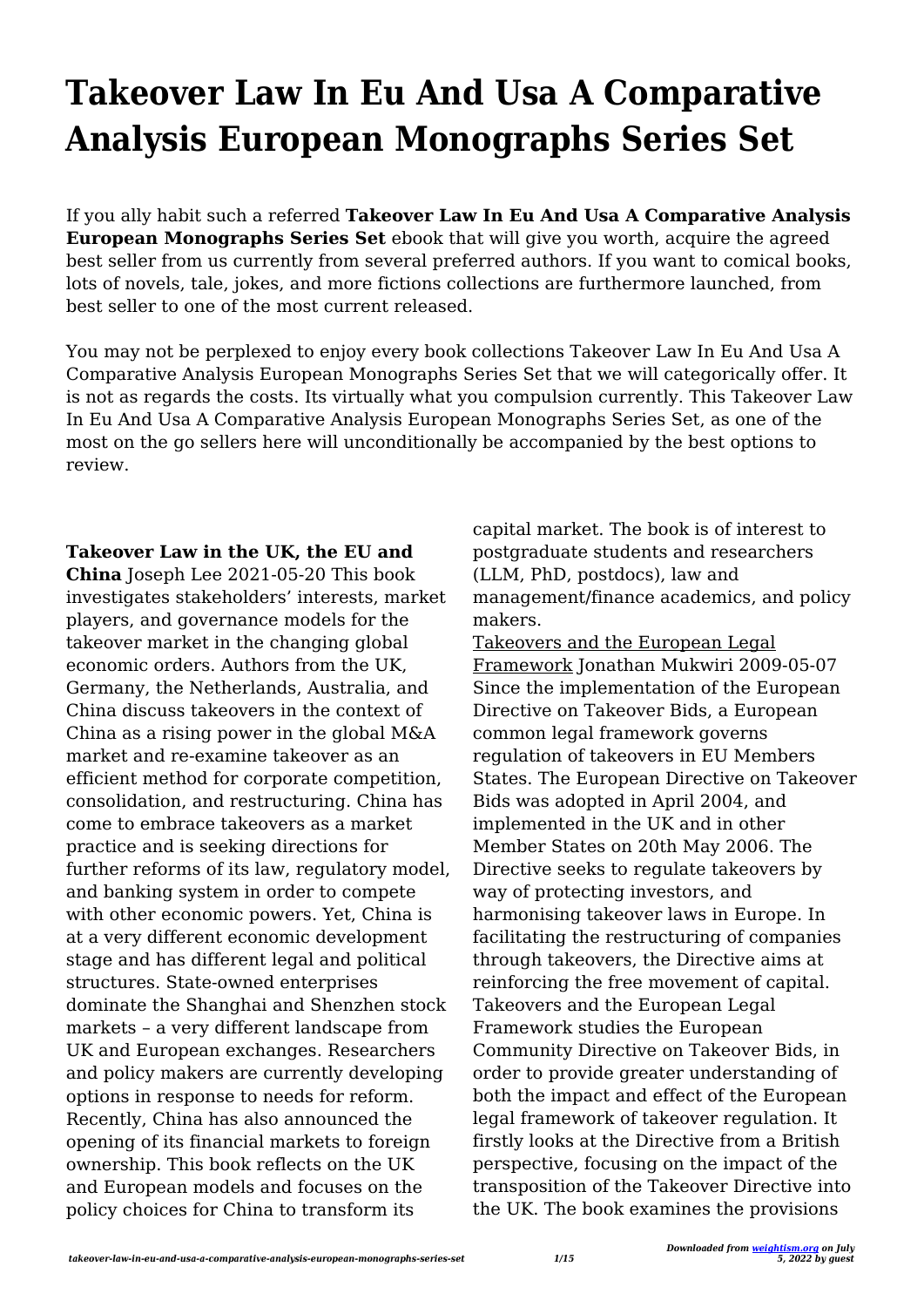# Takeover Law In Eu And Usa A Comparative Analysis European Monographs Series Set

If you ally habit such a referred **Takeover Law In Eu And Usa A Comparative Analysis European Monographs Series Set** ebook that will give you worth, acquire the agreed best seller from us currently from several preferred authors. If you want to comical books, lots of novels, tale, jokes, and more fictions collections are furthermore launched, from best seller to one of the most current released.

You may not be perplexed to enjoy every book collections Takeover Law In Eu And Usa A Comparative Analysis European Monographs Series Set that we will categorically offer. It is not as regards the costs. Its virtually what you compulsion currently. This Takeover Law In Eu And Usa A Comparative Analysis European Monographs Series Set, as one of the most on the go sellers here will unconditionally be accompanied by the best options to review.

**Takeover Law in the UK, the EU and China** Joseph Lee 2021-05-20 This book investigates stakeholders' interests, market players, and governance models for the takeover market in the changing global economic orders. Authors from the UK, Germany, the Netherlands, Australia, and China discuss takeovers in the context of China as a rising power in the global M&A market and re-examine takeover as an efficient method for corporate competition, consolidation, and restructuring. China has come to embrace takeovers as a market practice and is seeking directions for further reforms of its law, regulatory model, and banking system in order to compete with other economic powers. Yet, China is at a very different economic development stage and has different legal and political structures. State-owned enterprises dominate the Shanghai and Shenzhen stock markets – a very different landscape from UK and European exchanges. Researchers and policy makers are currently developing options in response to needs for reform. Recently, China has also announced the opening of its financial markets to foreign ownership. This book reflects on the UK and European models and focuses on the policy choices for China to transform its capital market. The book is of interest to postgraduate students and researchers (LLM, PhD, postdocs), law and management/finance academics, and policy makers.

Takeovers and the European Legal Framework Jonathan Mukwiri 2009-05-07 Since the implementation of the European Directive on Takeover Bids, a European common legal framework governs regulation of takeovers in EU Members States. The European Directive on Takeover Bids was adopted in April 2004, and implemented in the UK and in other Member States on 20th May 2006. The Directive seeks to regulate takeovers by way of protecting investors, and harmonising takeover laws in Europe. In facilitating the restructuring of companies through takeovers, the Directive aims at reinforcing the free movement of capital. Takeovers and the European Legal Framework studies the European Community Directive on Takeover Bids, in order to provide greater understanding of both the impact and effect of the European legal framework of takeover regulation. It firstly looks at the Directive from a British perspective, focusing on the impact of the transposition of the Takeover Directive into the UK. The book examines the provisions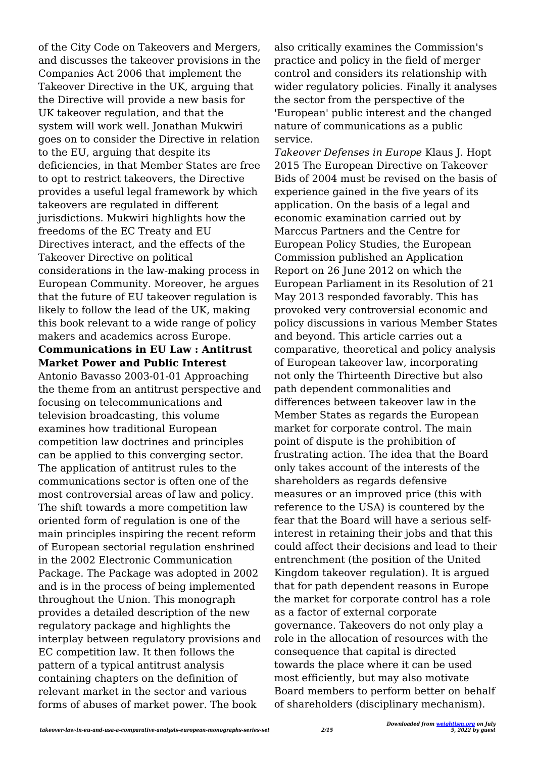of the City Code on Takeovers and Mergers, and discusses the takeover provisions in the Companies Act 2006 that implement the Takeover Directive in the UK, arguing that the Directive will provide a new basis for UK takeover regulation, and that the system will work well. Jonathan Mukwiri goes on to consider the Directive in relation to the EU, arguing that despite its deficiencies, in that Member States are free to opt to restrict takeovers, the Directive provides a useful legal framework by which takeovers are regulated in different jurisdictions. Mukwiri highlights how the freedoms of the EC Treaty and EU Directives interact, and the effects of the Takeover Directive on political considerations in the law-making process in European Community. Moreover, he argues that the future of EU takeover regulation is likely to follow the lead of the UK, making this book relevant to a wide range of policy makers and academics across Europe.

**Communications in EU Law : Antitrust Market Power and Public Interest** Antonio Bavasso 2003-01-01 Approaching the theme from an antitrust perspective and focusing on telecommunications and television broadcasting, this volume examines how traditional European competition law doctrines and principles can be applied to this converging sector. The application of antitrust rules to the communications sector is often one of the most controversial areas of law and policy. The shift towards a more competition law oriented form of regulation is one of the main principles inspiring the recent reform of European sectorial regulation enshrined in the 2002 Electronic Communication Package. The Package was adopted in 2002 and is in the process of being implemented throughout the Union. This monograph provides a detailed description of the new regulatory package and highlights the interplay between regulatory provisions and EC competition law. It then follows the pattern of a typical antitrust analysis containing chapters on the definition of relevant market in the sector and various forms of abuses of market power. The book also critically examines the Commission's practice and policy in the field of merger control and considers its relationship with wider regulatory policies. Finally it analyses the sector from the perspective of the 'European' public interest and the changed nature of communications as a public service.

*Takeover Defenses in Europe* Klaus J. Hopt 2015 The European Directive on Takeover Bids of 2004 must be revised on the basis of experience gained in the five years of its application. On the basis of a legal and economic examination carried out by Marccus Partners and the Centre for European Policy Studies, the European Commission published an Application Report on 26 June 2012 on which the European Parliament in its Resolution of 21 May 2013 responded favorably. This has provoked very controversial economic and policy discussions in various Member States and beyond. This article carries out a comparative, theoretical and policy analysis of European takeover law, incorporating not only the Thirteenth Directive but also path dependent commonalities and differences between takeover law in the Member States as regards the European market for corporate control. The main point of dispute is the prohibition of frustrating action. The idea that the Board only takes account of the interests of the shareholders as regards defensive measures or an improved price (this with reference to the USA) is countered by the fear that the Board will have a serious self-interest in retaining their jobs and that this could affect their decisions and lead to their entrenchment (the position of the United Kingdom takeover regulation). It is argued that for path dependent reasons in Europe the market for corporate control has a role as a factor of external corporate governance. Takeovers do not only play a role in the allocation of resources with the consequence that capital is directed towards the place where it can be used most efficiently, but may also motivate Board members to perform better on behalf of shareholders (disciplinary mechanism).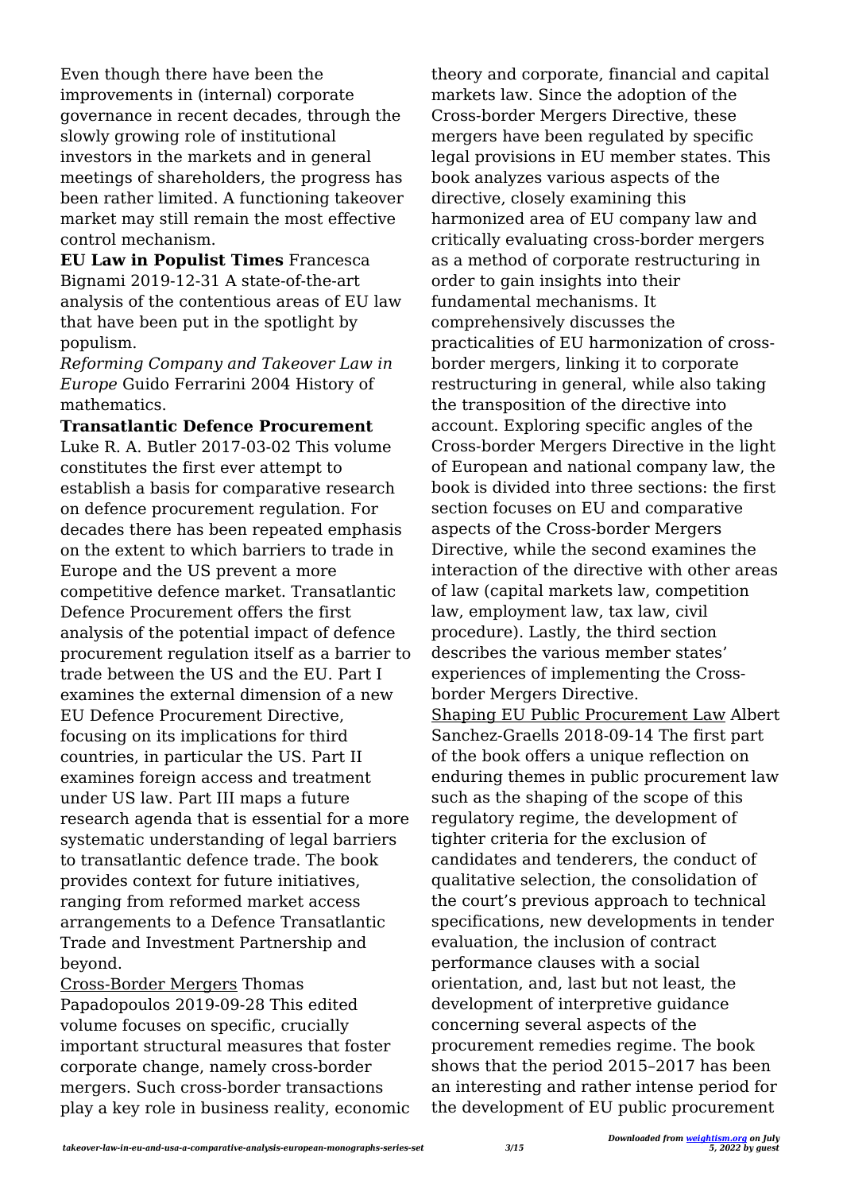Even though there have been the improvements in (internal) corporate governance in recent decades, through the slowly growing role of institutional investors in the markets and in general meetings of shareholders, the progress has been rather limited. A functioning takeover market may still remain the most effective control mechanism.

**EU Law in Populist Times** Francesca Bignami 2019-12-31 A state-of-the-art analysis of the contentious areas of EU law that have been put in the spotlight by populism.

*Reforming Company and Takeover Law in Europe* Guido Ferrarini 2004 History of mathematics.

**Transatlantic Defence Procurement** Luke R. A. Butler 2017-03-02 This volume constitutes the first ever attempt to establish a basis for comparative research on defence procurement regulation. For decades there has been repeated emphasis on the extent to which barriers to trade in Europe and the US prevent a more competitive defence market. Transatlantic Defence Procurement offers the first analysis of the potential impact of defence procurement regulation itself as a barrier to trade between the US and the EU. Part I examines the external dimension of a new EU Defence Procurement Directive, focusing on its implications for third countries, in particular the US. Part II examines foreign access and treatment under US law. Part III maps a future research agenda that is essential for a more systematic understanding of legal barriers to transatlantic defence trade. The book provides context for future initiatives, ranging from reformed market access arrangements to a Defence Transatlantic Trade and Investment Partnership and beyond.

Cross-Border Mergers Thomas Papadopoulos 2019-09-28 This edited volume focuses on specific, crucially important structural measures that foster corporate change, namely cross-border mergers. Such cross-border transactions play a key role in business reality, economic theory and corporate, financial and capital markets law. Since the adoption of the Cross-border Mergers Directive, these mergers have been regulated by specific legal provisions in EU member states. This book analyzes various aspects of the directive, closely examining this harmonized area of EU company law and critically evaluating cross-border mergers as a method of corporate restructuring in order to gain insights into their fundamental mechanisms. It comprehensively discusses the practicalities of EU harmonization of cross-border mergers, linking it to corporate restructuring in general, while also taking the transposition of the directive into account. Exploring specific angles of the Cross-border Mergers Directive in the light of European and national company law, the book is divided into three sections: the first section focuses on EU and comparative aspects of the Cross-border Mergers Directive, while the second examines the interaction of the directive with other areas of law (capital markets law, competition law, employment law, tax law, civil procedure). Lastly, the third section describes the various member states' experiences of implementing the Cross-border Mergers Directive.

Shaping EU Public Procurement Law Albert Sanchez-Graells 2018-09-14 The first part of the book offers a unique reflection on enduring themes in public procurement law such as the shaping of the scope of this regulatory regime, the development of tighter criteria for the exclusion of candidates and tenderers, the conduct of qualitative selection, the consolidation of the court's previous approach to technical specifications, new developments in tender evaluation, the inclusion of contract performance clauses with a social orientation, and, last but not least, the development of interpretive guidance concerning several aspects of the procurement remedies regime. The book shows that the period 2015–2017 has been an interesting and rather intense period for the development of EU public procurement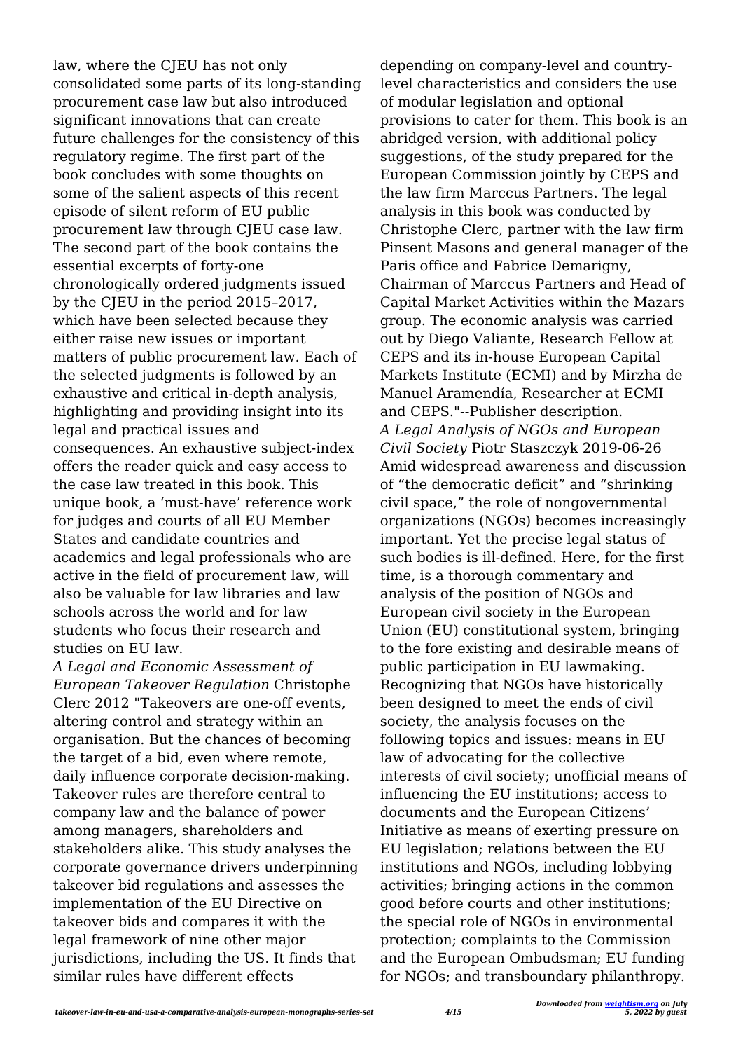law, where the CJEU has not only consolidated some parts of its long-standing procurement case law but also introduced significant innovations that can create future challenges for the consistency of this regulatory regime. The first part of the book concludes with some thoughts on some of the salient aspects of this recent episode of silent reform of EU public procurement law through CJEU case law. The second part of the book contains the essential excerpts of forty-one chronologically ordered judgments issued by the CJEU in the period 2015–2017, which have been selected because they either raise new issues or important matters of public procurement law. Each of the selected judgments is followed by an exhaustive and critical in-depth analysis, highlighting and providing insight into its legal and practical issues and consequences. An exhaustive subject-index offers the reader quick and easy access to the case law treated in this book. This unique book, a 'must-have' reference work for judges and courts of all EU Member States and candidate countries and academics and legal professionals who are active in the field of procurement law, will also be valuable for law libraries and law schools across the world and for law students who focus their research and studies on EU law.

*A Legal and Economic Assessment of European Takeover Regulation* Christophe Clerc 2012 "Takeovers are one-off events, altering control and strategy within an organisation. But the chances of becoming the target of a bid, even where remote, daily influence corporate decision-making. Takeover rules are therefore central to company law and the balance of power among managers, shareholders and stakeholders alike. This study analyses the corporate governance drivers underpinning takeover bid regulations and assesses the implementation of the EU Directive on takeover bids and compares it with the legal framework of nine other major jurisdictions, including the US. It finds that similar rules have different effects depending on company-level and country-level characteristics and considers the use of modular legislation and optional provisions to cater for them. This book is an abridged version, with additional policy suggestions, of the study prepared for the European Commission jointly by CEPS and the law firm Marccus Partners. The legal analysis in this book was conducted by Christophe Clerc, partner with the law firm Pinsent Masons and general manager of the Paris office and Fabrice Demarigny, Chairman of Marccus Partners and Head of Capital Market Activities within the Mazars group. The economic analysis was carried out by Diego Valiante, Research Fellow at CEPS and its in-house European Capital Markets Institute (ECMI) and by Mirzha de Manuel Aramendía, Researcher at ECMI and CEPS."--Publisher description.

*A Legal Analysis of NGOs and European Civil Society* Piotr Staszczyk 2019-06-26 Amid widespread awareness and discussion of "the democratic deficit" and "shrinking civil space," the role of nongovernmental organizations (NGOs) becomes increasingly important. Yet the precise legal status of such bodies is ill-defined. Here, for the first time, is a thorough commentary and analysis of the position of NGOs and European civil society in the European Union (EU) constitutional system, bringing to the fore existing and desirable means of public participation in EU lawmaking. Recognizing that NGOs have historically been designed to meet the ends of civil society, the analysis focuses on the following topics and issues: means in EU law of advocating for the collective interests of civil society; unofficial means of influencing the EU institutions; access to documents and the European Citizens' Initiative as means of exerting pressure on EU legislation; relations between the EU institutions and NGOs, including lobbying activities; bringing actions in the common good before courts and other institutions; the special role of NGOs in environmental protection; complaints to the Commission and the European Ombudsman; EU funding for NGOs; and transboundary philanthropy.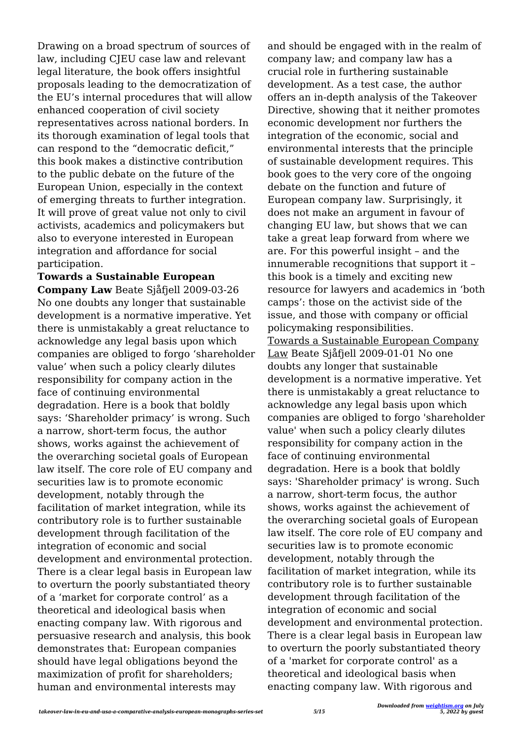Drawing on a broad spectrum of sources of law, including CJEU case law and relevant legal literature, the book offers insightful proposals leading to the democratization of the EU's internal procedures that will allow enhanced cooperation of civil society representatives across national borders. In its thorough examination of legal tools that can respond to the "democratic deficit," this book makes a distinctive contribution to the public debate on the future of the European Union, especially in the context of emerging threats to further integration. It will prove of great value not only to civil activists, academics and policymakers but also to everyone interested in European integration and affordance for social participation.

**Towards a Sustainable European Company Law** Beate Sjåfjell 2009-03-26 No one doubts any longer that sustainable development is a normative imperative. Yet there is unmistakably a great reluctance to acknowledge any legal basis upon which companies are obliged to forgo 'shareholder value' when such a policy clearly dilutes responsibility for company action in the face of continuing environmental degradation. Here is a book that boldly says: 'Shareholder primacy' is wrong. Such a narrow, short-term focus, the author shows, works against the achievement of the overarching societal goals of European law itself. The core role of EU company and securities law is to promote economic development, notably through the facilitation of market integration, while its contributory role is to further sustainable development through facilitation of the integration of economic and social development and environmental protection. There is a clear legal basis in European law to overturn the poorly substantiated theory of a 'market for corporate control' as a theoretical and ideological basis when enacting company law. With rigorous and persuasive research and analysis, this book demonstrates that: European companies should have legal obligations beyond the maximization of profit for shareholders; human and environmental interests may and should be engaged with in the realm of company law; and company law has a crucial role in furthering sustainable development. As a test case, the author offers an in-depth analysis of the Takeover Directive, showing that it neither promotes economic development nor furthers the integration of the economic, social and environmental interests that the principle of sustainable development requires. This book goes to the very core of the ongoing debate on the function and future of European company law. Surprisingly, it does not make an argument in favour of changing EU law, but shows that we can take a great leap forward from where we are. For this powerful insight – and the innumerable recognitions that support it – this book is a timely and exciting new resource for lawyers and academics in 'both camps': those on the activist side of the issue, and those with company or official policymaking responsibilities.

Towards a Sustainable European Company Law Beate Sjåfjell 2009-01-01 No one doubts any longer that sustainable development is a normative imperative. Yet there is unmistakably a great reluctance to acknowledge any legal basis upon which companies are obliged to forgo 'shareholder value' when such a policy clearly dilutes responsibility for company action in the face of continuing environmental degradation. Here is a book that boldly says: 'Shareholder primacy' is wrong. Such a narrow, short-term focus, the author shows, works against the achievement of the overarching societal goals of European law itself. The core role of EU company and securities law is to promote economic development, notably through the facilitation of market integration, while its contributory role is to further sustainable development through facilitation of the integration of economic and social development and environmental protection. There is a clear legal basis in European law to overturn the poorly substantiated theory of a 'market for corporate control' as a theoretical and ideological basis when enacting company law. With rigorous and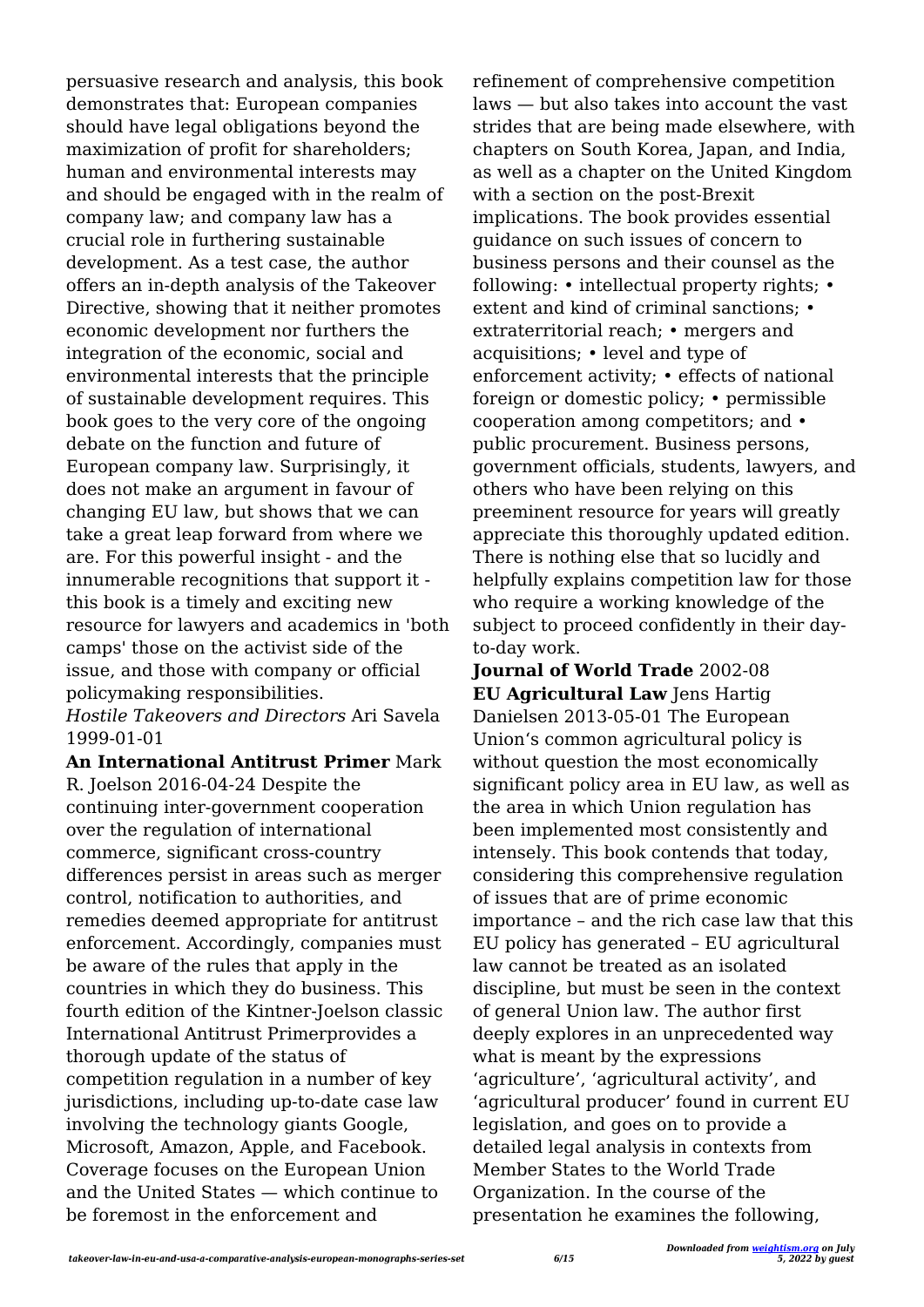persuasive research and analysis, this book demonstrates that: European companies should have legal obligations beyond the maximization of profit for shareholders; human and environmental interests may and should be engaged with in the realm of company law; and company law has a crucial role in furthering sustainable development. As a test case, the author offers an in-depth analysis of the Takeover Directive, showing that it neither promotes economic development nor furthers the integration of the economic, social and environmental interests that the principle of sustainable development requires. This book goes to the very core of the ongoing debate on the function and future of European company law. Surprisingly, it does not make an argument in favour of changing EU law, but shows that we can take a great leap forward from where we are. For this powerful insight - and the innumerable recognitions that support it - this book is a timely and exciting new resource for lawyers and academics in 'both camps' those on the activist side of the issue, and those with company or official policymaking responsibilities.

*Hostile Takeovers and Directors* Ari Savela 1999-01-01

**An International Antitrust Primer** Mark R. Joelson 2016-04-24 Despite the continuing inter-government cooperation over the regulation of international commerce, significant cross-country differences persist in areas such as merger control, notification to authorities, and remedies deemed appropriate for antitrust enforcement. Accordingly, companies must be aware of the rules that apply in the countries in which they do business. This fourth edition of the Kintner-Joelson classic International Antitrust Primerprovides a thorough update of the status of competition regulation in a number of key jurisdictions, including up-to-date case law involving the technology giants Google, Microsoft, Amazon, Apple, and Facebook. Coverage focuses on the European Union and the United States — which continue to be foremost in the enforcement and refinement of comprehensive competition laws — but also takes into account the vast strides that are being made elsewhere, with chapters on South Korea, Japan, and India, as well as a chapter on the United Kingdom with a section on the post-Brexit implications. The book provides essential guidance on such issues of concern to business persons and their counsel as the following: • intellectual property rights; • extent and kind of criminal sanctions; • extraterritorial reach; • mergers and acquisitions; • level and type of enforcement activity; • effects of national foreign or domestic policy; • permissible cooperation among competitors; and • public procurement. Business persons, government officials, students, lawyers, and others who have been relying on this preeminent resource for years will greatly appreciate this thoroughly updated edition. There is nothing else that so lucidly and helpfully explains competition law for those who require a working knowledge of the subject to proceed confidently in their day-to-day work.

**Journal of World Trade** 2002-08

**EU Agricultural Law** Jens Hartig Danielsen 2013-05-01 The European Union's common agricultural policy is without question the most economically significant policy area in EU law, as well as the area in which Union regulation has been implemented most consistently and intensely. This book contends that today, considering this comprehensive regulation of issues that are of prime economic importance – and the rich case law that this EU policy has generated – EU agricultural law cannot be treated as an isolated discipline, but must be seen in the context of general Union law. The author first deeply explores in an unprecedented way what is meant by the expressions 'agriculture', 'agricultural activity', and 'agricultural producer' found in current EU legislation, and goes on to provide a detailed legal analysis in contexts from Member States to the World Trade Organization. In the course of the presentation he examines the following,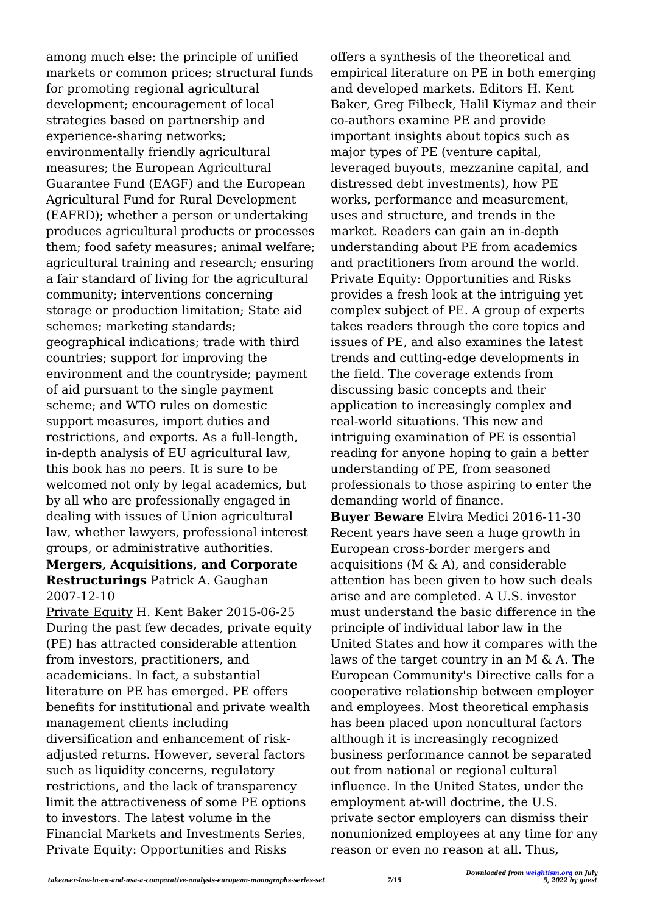among much else: the principle of unified markets or common prices; structural funds for promoting regional agricultural development; encouragement of local strategies based on partnership and experience-sharing networks; environmentally friendly agricultural measures; the European Agricultural Guarantee Fund (EAGF) and the European Agricultural Fund for Rural Development (EAFRD); whether a person or undertaking produces agricultural products or processes them; food safety measures; animal welfare; agricultural training and research; ensuring a fair standard of living for the agricultural community; interventions concerning storage or production limitation; State aid schemes; marketing standards; geographical indications; trade with third countries; support for improving the environment and the countryside; payment of aid pursuant to the single payment scheme; and WTO rules on domestic support measures, import duties and restrictions, and exports. As a full-length, in-depth analysis of EU agricultural law, this book has no peers. It is sure to be welcomed not only by legal academics, but by all who are professionally engaged in dealing with issues of Union agricultural law, whether lawyers, professional interest groups, or administrative authorities.

**Mergers, Acquisitions, and Corporate Restructurings** Patrick A. Gaughan 2007-12-10

Private Equity H. Kent Baker 2015-06-25 During the past few decades, private equity (PE) has attracted considerable attention from investors, practitioners, and academicians. In fact, a substantial literature on PE has emerged. PE offers benefits for institutional and private wealth management clients including diversification and enhancement of risk-adjusted returns. However, several factors such as liquidity concerns, regulatory restrictions, and the lack of transparency limit the attractiveness of some PE options to investors. The latest volume in the Financial Markets and Investments Series, Private Equity: Opportunities and Risks offers a synthesis of the theoretical and empirical literature on PE in both emerging and developed markets. Editors H. Kent Baker, Greg Filbeck, Halil Kiymaz and their co-authors examine PE and provide important insights about topics such as major types of PE (venture capital, leveraged buyouts, mezzanine capital, and distressed debt investments), how PE works, performance and measurement, uses and structure, and trends in the market. Readers can gain an in-depth understanding about PE from academics and practitioners from around the world. Private Equity: Opportunities and Risks provides a fresh look at the intriguing yet complex subject of PE. A group of experts takes readers through the core topics and issues of PE, and also examines the latest trends and cutting-edge developments in the field. The coverage extends from discussing basic concepts and their application to increasingly complex and real-world situations. This new and intriguing examination of PE is essential reading for anyone hoping to gain a better understanding of PE, from seasoned professionals to those aspiring to enter the demanding world of finance.

**Buyer Beware** Elvira Medici 2016-11-30 Recent years have seen a huge growth in European cross-border mergers and acquisitions (M & A), and considerable attention has been given to how such deals arise and are completed. A U.S. investor must understand the basic difference in the principle of individual labor law in the United States and how it compares with the laws of the target country in an M & A. The European Community's Directive calls for a cooperative relationship between employer and employees. Most theoretical emphasis has been placed upon noncultural factors although it is increasingly recognized business performance cannot be separated out from national or regional cultural influence. In the United States, under the employment at-will doctrine, the U.S. private sector employers can dismiss their nonunionized employees at any time for any reason or even no reason at all. Thus,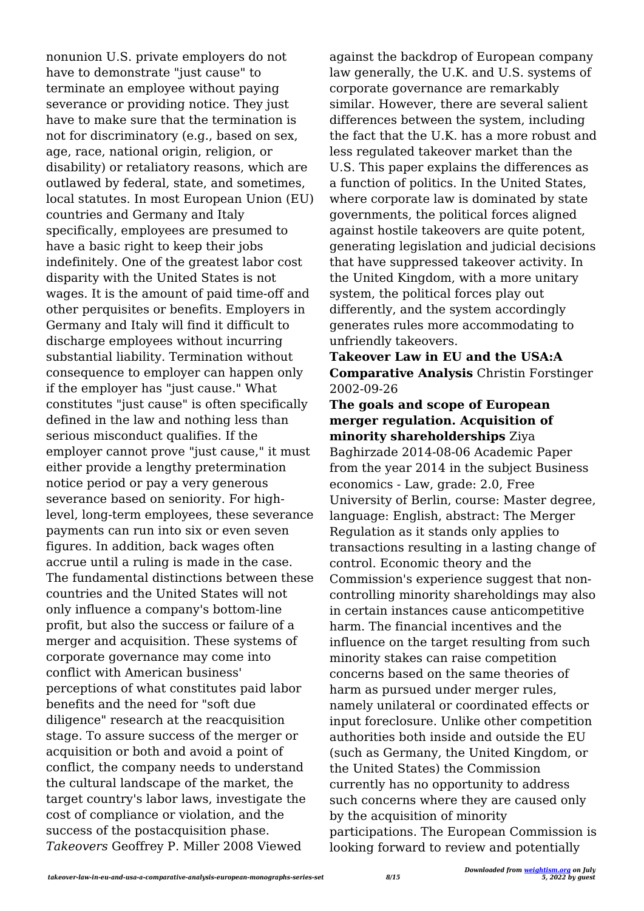nonunion U.S. private employers do not have to demonstrate "just cause" to terminate an employee without paying severance or providing notice. They just have to make sure that the termination is not for discriminatory (e.g., based on sex, age, race, national origin, religion, or disability) or retaliatory reasons, which are outlawed by federal, state, and sometimes, local statutes. In most European Union (EU) countries and Germany and Italy specifically, employees are presumed to have a basic right to keep their jobs indefinitely. One of the greatest labor cost disparity with the United States is not wages. It is the amount of paid time-off and other perquisites or benefits. Employers in Germany and Italy will find it difficult to discharge employees without incurring substantial liability. Termination without consequence to employer can happen only if the employer has "just cause." What constitutes "just cause" is often specifically defined in the law and nothing less than serious misconduct qualifies. If the employer cannot prove "just cause," it must either provide a lengthy pretermination notice period or pay a very generous severance based on seniority. For high-level, long-term employees, these severance payments can run into six or even seven figures. In addition, back wages often accrue until a ruling is made in the case. The fundamental distinctions between these countries and the United States will not only influence a company's bottom-line profit, but also the success or failure of a merger and acquisition. These systems of corporate governance may come into conflict with American business' perceptions of what constitutes paid labor benefits and the need for "soft due diligence" research at the reacquisition stage. To assure success of the merger or acquisition or both and avoid a point of conflict, the company needs to understand the cultural landscape of the market, the target country's labor laws, investigate the cost of compliance or violation, and the success of the postacquisition phase.

*Takeovers* Geoffrey P. Miller 2008 Viewed against the backdrop of European company law generally, the U.K. and U.S. systems of corporate governance are remarkably similar. However, there are several salient differences between the system, including the fact that the U.K. has a more robust and less regulated takeover market than the U.S. This paper explains the differences as a function of politics. In the United States, where corporate law is dominated by state governments, the political forces aligned against hostile takeovers are quite potent, generating legislation and judicial decisions that have suppressed takeover activity. In the United Kingdom, with a more unitary system, the political forces play out differently, and the system accordingly generates rules more accommodating to unfriendly takeovers.

**Takeover Law in EU and the USA:A Comparative Analysis** Christin Forstinger 2002-09-26

**The goals and scope of European merger regulation. Acquisition of minority shareholderships** Ziya Baghirzade 2014-08-06 Academic Paper from the year 2014 in the subject Business economics - Law, grade: 2.0, Free University of Berlin, course: Master degree, language: English, abstract: The Merger Regulation as it stands only applies to transactions resulting in a lasting change of control. Economic theory and the Commission's experience suggest that non-controlling minority shareholdings may also in certain instances cause anticompetitive harm. The financial incentives and the influence on the target resulting from such minority stakes can raise competition concerns based on the same theories of harm as pursued under merger rules, namely unilateral or coordinated effects or input foreclosure. Unlike other competition authorities both inside and outside the EU (such as Germany, the United Kingdom, or the United States) the Commission currently has no opportunity to address such concerns where they are caused only by the acquisition of minority participations. The European Commission is looking forward to review and potentially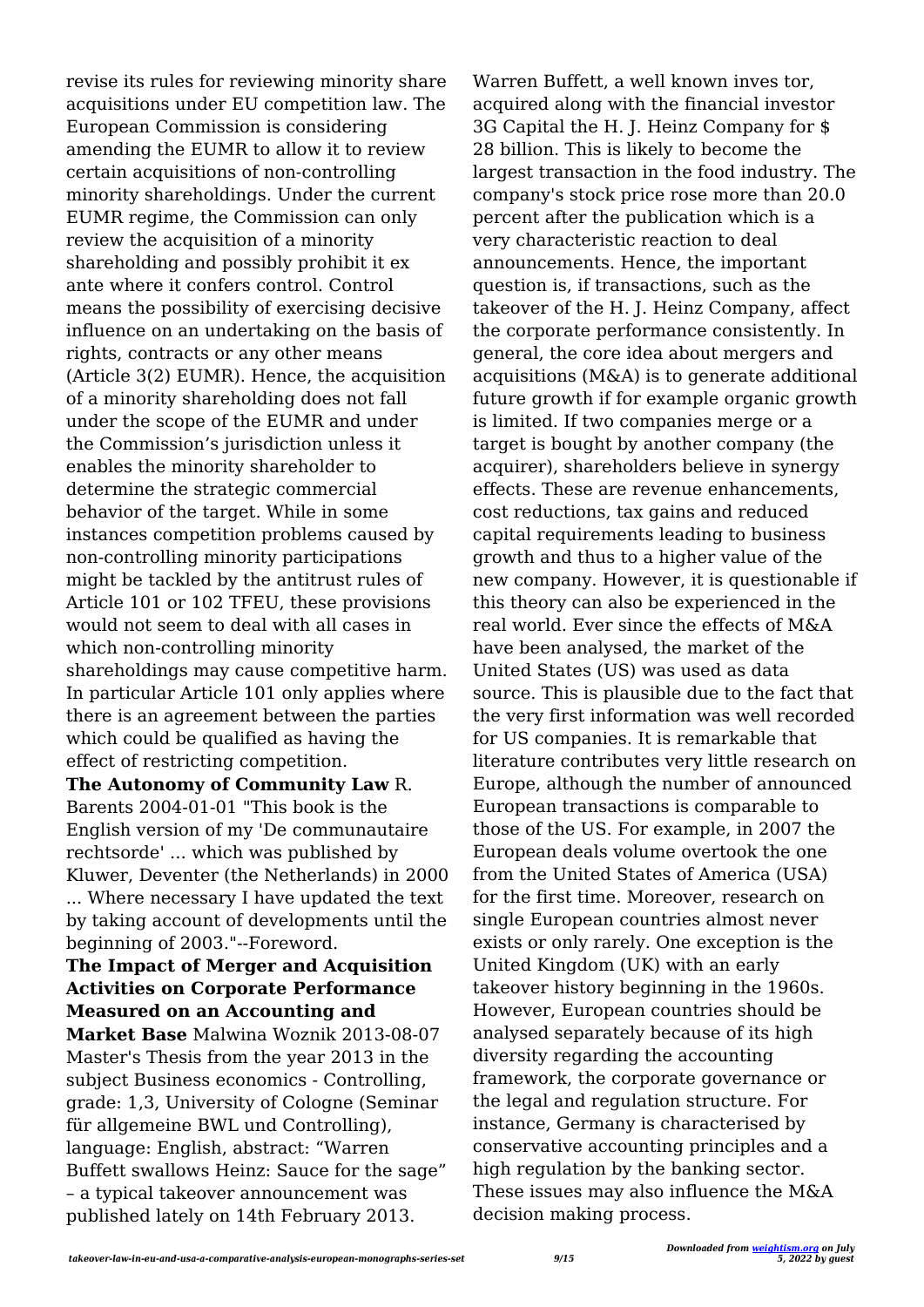revise its rules for reviewing minority share acquisitions under EU competition law. The European Commission is considering amending the EUMR to allow it to review certain acquisitions of non-controlling minority shareholdings. Under the current EUMR regime, the Commission can only review the acquisition of a minority shareholding and possibly prohibit it ex ante where it confers control. Control means the possibility of exercising decisive influence on an undertaking on the basis of rights, contracts or any other means (Article 3(2) EUMR). Hence, the acquisition of a minority shareholding does not fall under the scope of the EUMR and under the Commission's jurisdiction unless it enables the minority shareholder to determine the strategic commercial behavior of the target. While in some instances competition problems caused by non-controlling minority participations might be tackled by the antitrust rules of Article 101 or 102 TFEU, these provisions would not seem to deal with all cases in which non-controlling minority shareholdings may cause competitive harm. In particular Article 101 only applies where there is an agreement between the parties which could be qualified as having the effect of restricting competition.

**The Autonomy of Community Law** R. Barents 2004-01-01 "This book is the English version of my 'De communautaire rechtsorde' ... which was published by Kluwer, Deventer (the Netherlands) in 2000 ... Where necessary I have updated the text by taking account of developments until the beginning of 2003."--Foreword.

**The Impact of Merger and Acquisition Activities on Corporate Performance Measured on an Accounting and Market Base** Malwina Woznik 2013-08-07 Master's Thesis from the year 2013 in the subject Business economics - Controlling, grade: 1,3, University of Cologne (Seminar für allgemeine BWL und Controlling), language: English, abstract: "Warren Buffett swallows Heinz: Sauce for the sage" – a typical takeover announcement was published lately on 14th February 2013. Warren Buffett, a well known inves tor, acquired along with the financial investor 3G Capital the H. J. Heinz Company for $ 28 billion. This is likely to become the largest transaction in the food industry. The company's stock price rose more than 20.0 percent after the publication which is a very characteristic reaction to deal announcements. Hence, the important question is, if transactions, such as the takeover of the H. J. Heinz Company, affect the corporate performance consistently. In general, the core idea about mergers and acquisitions (M&A) is to generate additional future growth if for example organic growth is limited. If two companies merge or a target is bought by another company (the acquirer), shareholders believe in synergy effects. These are revenue enhancements, cost reductions, tax gains and reduced capital requirements leading to business growth and thus to a higher value of the new company. However, it is questionable if this theory can also be experienced in the real world. Ever since the effects of M&A have been analysed, the market of the United States (US) was used as data source. This is plausible due to the fact that the very first information was well recorded for US companies. It is remarkable that literature contributes very little research on Europe, although the number of announced European transactions is comparable to those of the US. For example, in 2007 the European deals volume overtook the one from the United States of America (USA) for the first time. Moreover, research on single European countries almost never exists or only rarely. One exception is the United Kingdom (UK) with an early takeover history beginning in the 1960s. However, European countries should be analysed separately because of its high diversity regarding the accounting framework, the corporate governance or the legal and regulation structure. For instance, Germany is characterised by conservative accounting principles and a high regulation by the banking sector. These issues may also influence the M&A decision making process.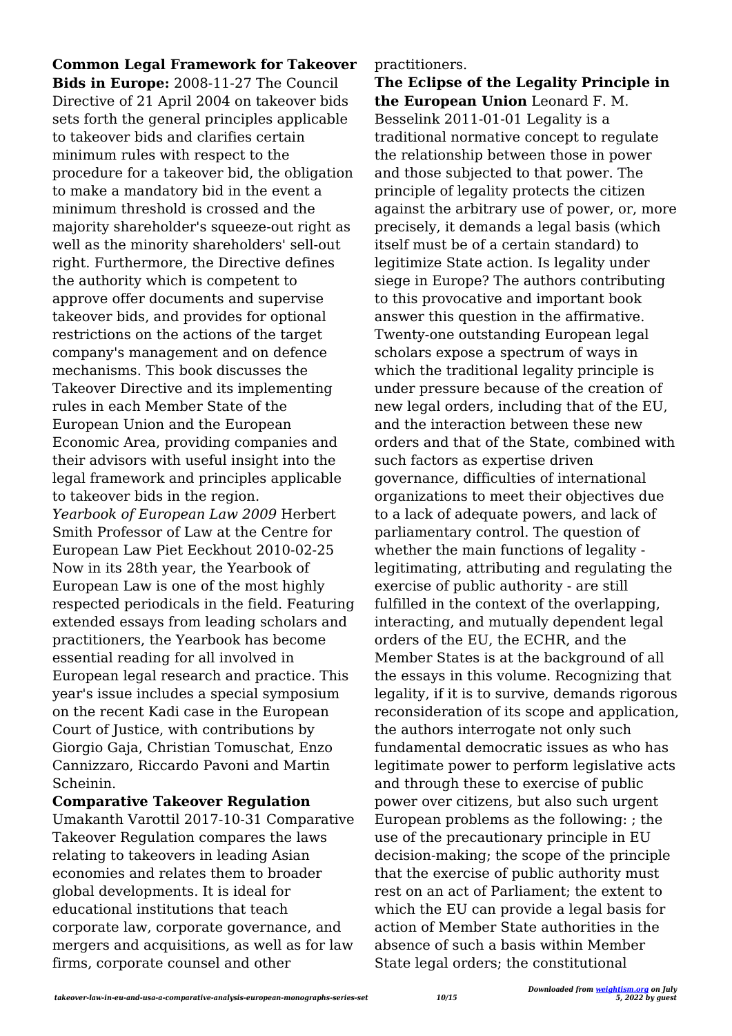**Common Legal Framework for Takeover Bids in Europe:** 2008-11-27 The Council Directive of 21 April 2004 on takeover bids sets forth the general principles applicable to takeover bids and clarifies certain minimum rules with respect to the procedure for a takeover bid, the obligation to make a mandatory bid in the event a minimum threshold is crossed and the majority shareholder's squeeze-out right as well as the minority shareholders' sell-out right. Furthermore, the Directive defines the authority which is competent to approve offer documents and supervise takeover bids, and provides for optional restrictions on the actions of the target company's management and on defence mechanisms. This book discusses the Takeover Directive and its implementing rules in each Member State of the European Union and the European Economic Area, providing companies and their advisors with useful insight into the legal framework and principles applicable to takeover bids in the region.

*Yearbook of European Law 2009* Herbert Smith Professor of Law at the Centre for European Law Piet Eeckhout 2010-02-25 Now in its 28th year, the Yearbook of European Law is one of the most highly respected periodicals in the field. Featuring extended essays from leading scholars and practitioners, the Yearbook has become essential reading for all involved in European legal research and practice. This year's issue includes a special symposium on the recent Kadi case in the European Court of Justice, with contributions by Giorgio Gaja, Christian Tomuschat, Enzo Cannizzaro, Riccardo Pavoni and Martin Scheinin.

**Comparative Takeover Regulation** Umakanth Varottil 2017-10-31 Comparative Takeover Regulation compares the laws relating to takeovers in leading Asian economies and relates them to broader global developments. It is ideal for educational institutions that teach corporate law, corporate governance, and mergers and acquisitions, as well as for law firms, corporate counsel and other practitioners.

**The Eclipse of the Legality Principle in the European Union** Leonard F. M. Besselink 2011-01-01 Legality is a traditional normative concept to regulate the relationship between those in power and those subjected to that power. The principle of legality protects the citizen against the arbitrary use of power, or, more precisely, it demands a legal basis (which itself must be of a certain standard) to legitimize State action. Is legality under siege in Europe? The authors contributing to this provocative and important book answer this question in the affirmative. Twenty-one outstanding European legal scholars expose a spectrum of ways in which the traditional legality principle is under pressure because of the creation of new legal orders, including that of the EU, and the interaction between these new orders and that of the State, combined with such factors as expertise driven governance, difficulties of international organizations to meet their objectives due to a lack of adequate powers, and lack of parliamentary control. The question of whether the main functions of legality - legitimating, attributing and regulating the exercise of public authority - are still fulfilled in the context of the overlapping, interacting, and mutually dependent legal orders of the EU, the ECHR, and the Member States is at the background of all the essays in this volume. Recognizing that legality, if it is to survive, demands rigorous reconsideration of its scope and application, the authors interrogate not only such fundamental democratic issues as who has legitimate power to perform legislative acts and through these to exercise of public power over citizens, but also such urgent European problems as the following: ; the use of the precautionary principle in EU decision-making; the scope of the principle that the exercise of public authority must rest on an act of Parliament; the extent to which the EU can provide a legal basis for action of Member State authorities in the absence of such a basis within Member State legal orders; the constitutional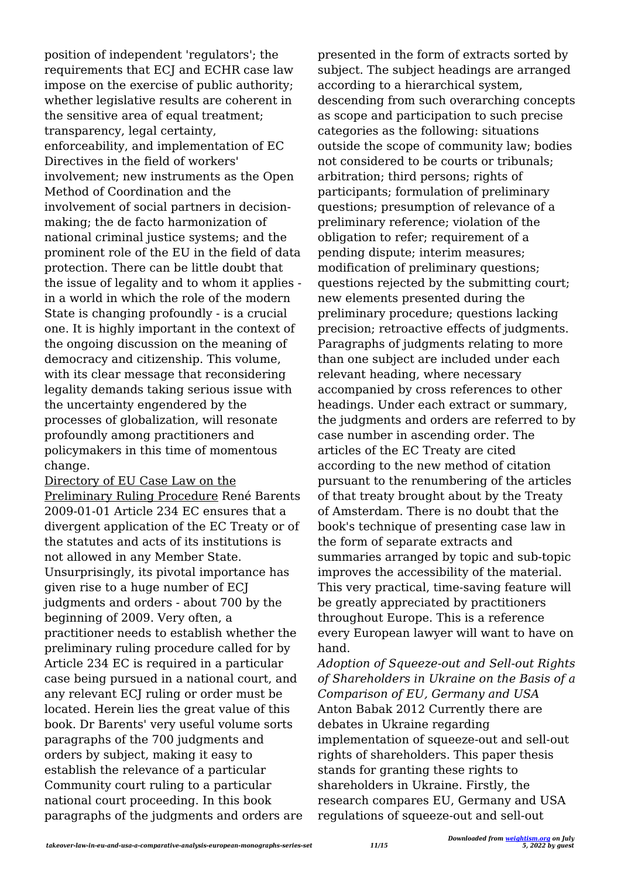position of independent 'regulators'; the requirements that ECJ and ECHR case law impose on the exercise of public authority; whether legislative results are coherent in the sensitive area of equal treatment; transparency, legal certainty, enforceability, and implementation of EC Directives in the field of workers' involvement; new instruments as the Open Method of Coordination and the involvement of social partners in decision-making; the de facto harmonization of national criminal justice systems; and the prominent role of the EU in the field of data protection. There can be little doubt that the issue of legality and to whom it applies - in a world in which the role of the modern State is changing profoundly - is a crucial one. It is highly important in the context of the ongoing discussion on the meaning of democracy and citizenship. This volume, with its clear message that reconsidering legality demands taking serious issue with the uncertainty engendered by the processes of globalization, will resonate profoundly among practitioners and policymakers in this time of momentous change.

Directory of EU Case Law on the Preliminary Ruling Procedure René Barents 2009-01-01 Article 234 EC ensures that a divergent application of the EC Treaty or of the statutes and acts of its institutions is not allowed in any Member State. Unsurprisingly, its pivotal importance has given rise to a huge number of ECJ judgments and orders - about 700 by the beginning of 2009. Very often, a practitioner needs to establish whether the preliminary ruling procedure called for by Article 234 EC is required in a particular case being pursued in a national court, and any relevant ECJ ruling or order must be located. Herein lies the great value of this book. Dr Barents' very useful volume sorts paragraphs of the 700 judgments and orders by subject, making it easy to establish the relevance of a particular Community court ruling to a particular national court proceeding. In this book paragraphs of the judgments and orders are presented in the form of extracts sorted by subject. The subject headings are arranged according to a hierarchical system, descending from such overarching concepts as scope and participation to such precise categories as the following: situations outside the scope of community law; bodies not considered to be courts or tribunals; arbitration; third persons; rights of participants; formulation of preliminary questions; presumption of relevance of a preliminary reference; violation of the obligation to refer; requirement of a pending dispute; interim measures; modification of preliminary questions; questions rejected by the submitting court; new elements presented during the preliminary procedure; questions lacking precision; retroactive effects of judgments. Paragraphs of judgments relating to more than one subject are included under each relevant heading, where necessary accompanied by cross references to other headings. Under each extract or summary, the judgments and orders are referred to by case number in ascending order. The articles of the EC Treaty are cited according to the new method of citation pursuant to the renumbering of the articles of that treaty brought about by the Treaty of Amsterdam. There is no doubt that the book's technique of presenting case law in the form of separate extracts and summaries arranged by topic and sub-topic improves the accessibility of the material. This very practical, time-saving feature will be greatly appreciated by practitioners throughout Europe. This is a reference every European lawyer will want to have on hand.

*Adoption of Squeeze-out and Sell-out Rights of Shareholders in Ukraine on the Basis of a Comparison of EU, Germany and USA* Anton Babak 2012 Currently there are debates in Ukraine regarding implementation of squeeze-out and sell-out rights of shareholders. This paper thesis stands for granting these rights to shareholders in Ukraine. Firstly, the research compares EU, Germany and USA regulations of squeeze-out and sell-out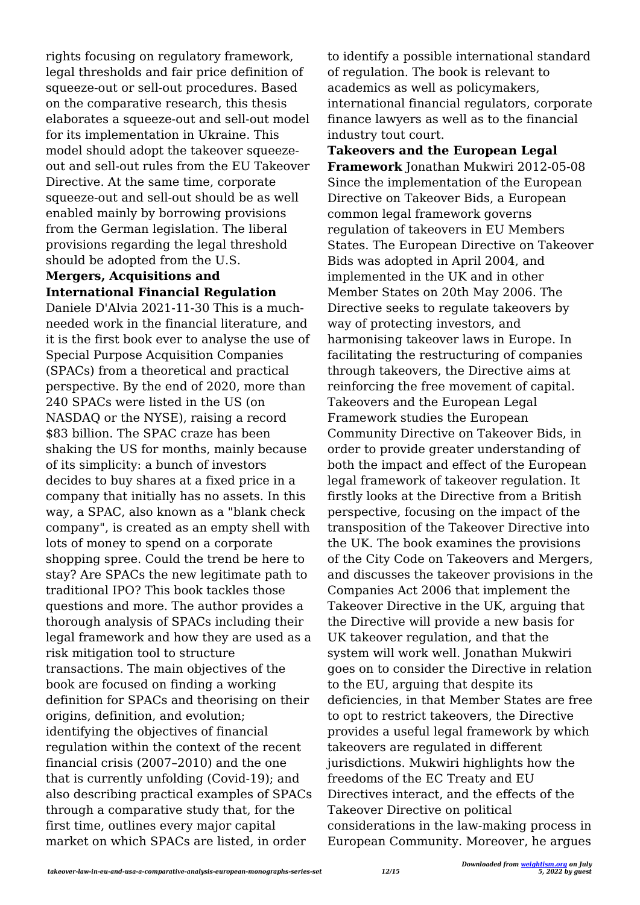rights focusing on regulatory framework, legal thresholds and fair price definition of squeeze-out or sell-out procedures. Based on the comparative research, this thesis elaborates a squeeze-out and sell-out model for its implementation in Ukraine. This model should adopt the takeover squeeze-out and sell-out rules from the EU Takeover Directive. At the same time, corporate squeeze-out and sell-out should be as well enabled mainly by borrowing provisions from the German legislation. The liberal provisions regarding the legal threshold should be adopted from the U.S.

**Mergers, Acquisitions and International Financial Regulation** Daniele D'Alvia 2021-11-30 This is a much-needed work in the financial literature, and it is the first book ever to analyse the use of Special Purpose Acquisition Companies (SPACs) from a theoretical and practical perspective. By the end of 2020, more than 240 SPACs were listed in the US (on NASDAQ or the NYSE), raising a record $83 billion. The SPAC craze has been shaking the US for months, mainly because of its simplicity: a bunch of investors decides to buy shares at a fixed price in a company that initially has no assets. In this way, a SPAC, also known as a "blank check company", is created as an empty shell with lots of money to spend on a corporate shopping spree. Could the trend be here to stay? Are SPACs the new legitimate path to traditional IPO? This book tackles those questions and more. The author provides a thorough analysis of SPACs including their legal framework and how they are used as a risk mitigation tool to structure transactions. The main objectives of the book are focused on finding a working definition for SPACs and theorising on their origins, definition, and evolution; identifying the objectives of financial regulation within the context of the recent financial crisis (2007–2010) and the one that is currently unfolding (Covid-19); and also describing practical examples of SPACs through a comparative study that, for the first time, outlines every major capital market on which SPACs are listed, in order to identify a possible international standard of regulation. The book is relevant to academics as well as policymakers, international financial regulators, corporate finance lawyers as well as to the financial industry tout court.

**Takeovers and the European Legal Framework** Jonathan Mukwiri 2012-05-08 Since the implementation of the European Directive on Takeover Bids, a European common legal framework governs regulation of takeovers in EU Members States. The European Directive on Takeover Bids was adopted in April 2004, and implemented in the UK and in other Member States on 20th May 2006. The Directive seeks to regulate takeovers by way of protecting investors, and harmonising takeover laws in Europe. In facilitating the restructuring of companies through takeovers, the Directive aims at reinforcing the free movement of capital. Takeovers and the European Legal Framework studies the European Community Directive on Takeover Bids, in order to provide greater understanding of both the impact and effect of the European legal framework of takeover regulation. It firstly looks at the Directive from a British perspective, focusing on the impact of the transposition of the Takeover Directive into the UK. The book examines the provisions of the City Code on Takeovers and Mergers, and discusses the takeover provisions in the Companies Act 2006 that implement the Takeover Directive in the UK, arguing that the Directive will provide a new basis for UK takeover regulation, and that the system will work well. Jonathan Mukwiri goes on to consider the Directive in relation to the EU, arguing that despite its deficiencies, in that Member States are free to opt to restrict takeovers, the Directive provides a useful legal framework by which takeovers are regulated in different jurisdictions. Mukwiri highlights how the freedoms of the EC Treaty and EU Directives interact, and the effects of the Takeover Directive on political considerations in the law-making process in European Community. Moreover, he argues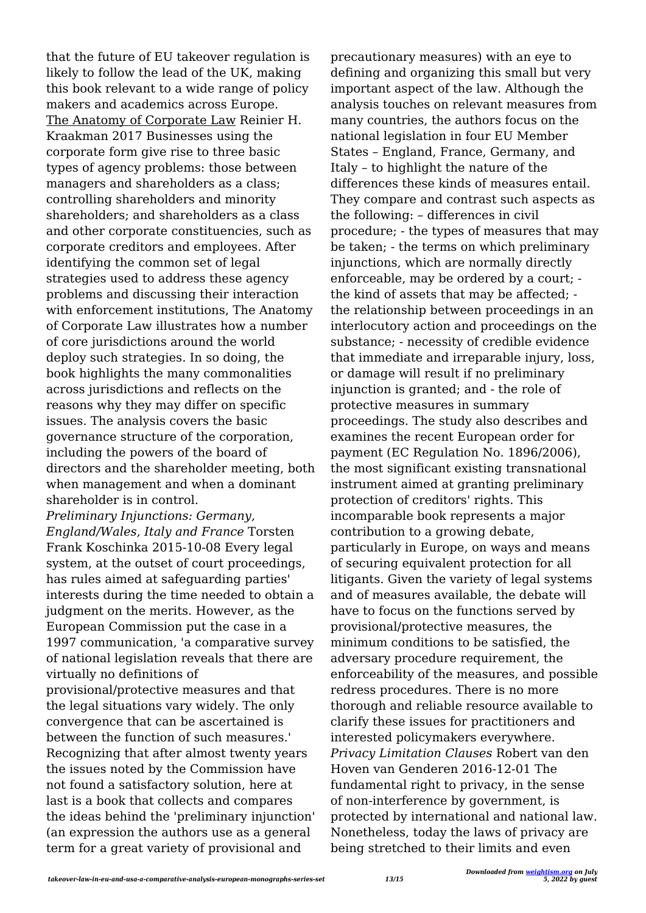that the future of EU takeover regulation is likely to follow the lead of the UK, making this book relevant to a wide range of policy makers and academics across Europe.

The Anatomy of Corporate Law Reinier H. Kraakman 2017 Businesses using the corporate form give rise to three basic types of agency problems: those between managers and shareholders as a class; controlling shareholders and minority shareholders; and shareholders as a class and other corporate constituencies, such as corporate creditors and employees. After identifying the common set of legal strategies used to address these agency problems and discussing their interaction with enforcement institutions, The Anatomy of Corporate Law illustrates how a number of core jurisdictions around the world deploy such strategies. In so doing, the book highlights the many commonalities across jurisdictions and reflects on the reasons why they may differ on specific issues. The analysis covers the basic governance structure of the corporation, including the powers of the board of directors and the shareholder meeting, both when management and when a dominant shareholder is in control.

*Preliminary Injunctions: Germany, England/Wales, Italy and France* Torsten Frank Koschinka 2015-10-08 Every legal system, at the outset of court proceedings, has rules aimed at safeguarding parties' interests during the time needed to obtain a judgment on the merits. However, as the European Commission put the case in a 1997 communication, 'a comparative survey of national legislation reveals that there are virtually no definitions of provisional/protective measures and that the legal situations vary widely. The only convergence that can be ascertained is between the function of such measures.' Recognizing that after almost twenty years the issues noted by the Commission have not found a satisfactory solution, here at last is a book that collects and compares the ideas behind the 'preliminary injunction' (an expression the authors use as a general term for a great variety of provisional and precautionary measures) with an eye to defining and organizing this small but very important aspect of the law. Although the analysis touches on relevant measures from many countries, the authors focus on the national legislation in four EU Member States – England, France, Germany, and Italy – to highlight the nature of the differences these kinds of measures entail. They compare and contrast such aspects as the following: – differences in civil procedure; - the types of measures that may be taken; - the terms on which preliminary injunctions, which are normally directly enforceable, may be ordered by a court; - the kind of assets that may be affected; - the relationship between proceedings in an interlocutory action and proceedings on the substance; - necessity of credible evidence that immediate and irreparable injury, loss, or damage will result if no preliminary injunction is granted; and - the role of protective measures in summary proceedings. The study also describes and examines the recent European order for payment (EC Regulation No. 1896/2006), the most significant existing transnational instrument aimed at granting preliminary protection of creditors' rights. This incomparable book represents a major contribution to a growing debate, particularly in Europe, on ways and means of securing equivalent protection for all litigants. Given the variety of legal systems and of measures available, the debate will have to focus on the functions served by provisional/protective measures, the minimum conditions to be satisfied, the adversary procedure requirement, the enforceability of the measures, and possible redress procedures. There is no more thorough and reliable resource available to clarify these issues for practitioners and interested policymakers everywhere.

*Privacy Limitation Clauses* Robert van den Hoven van Genderen 2016-12-01 The fundamental right to privacy, in the sense of non-interference by government, is protected by international and national law. Nonetheless, today the laws of privacy are being stretched to their limits and even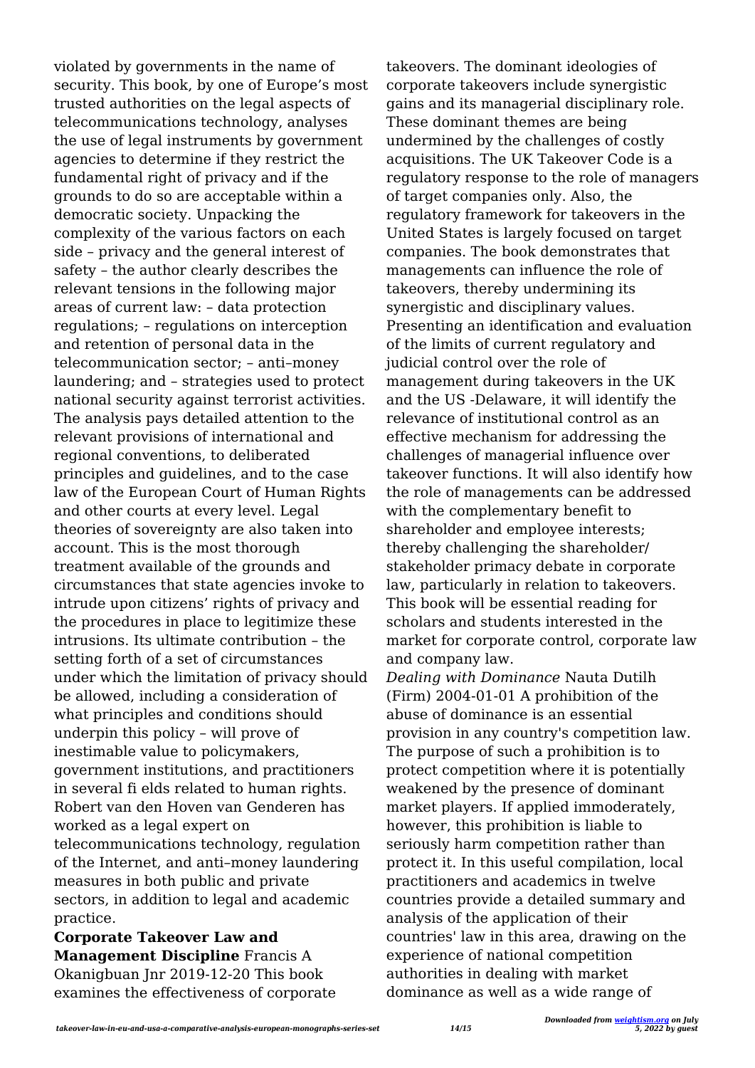violated by governments in the name of security. This book, by one of Europe's most trusted authorities on the legal aspects of telecommunications technology, analyses the use of legal instruments by government agencies to determine if they restrict the fundamental right of privacy and if the grounds to do so are acceptable within a democratic society. Unpacking the complexity of the various factors on each side – privacy and the general interest of safety – the author clearly describes the relevant tensions in the following major areas of current law: – data protection regulations; – regulations on interception and retention of personal data in the telecommunication sector; – anti–money laundering; and – strategies used to protect national security against terrorist activities. The analysis pays detailed attention to the relevant provisions of international and regional conventions, to deliberated principles and guidelines, and to the case law of the European Court of Human Rights and other courts at every level. Legal theories of sovereignty are also taken into account. This is the most thorough treatment available of the grounds and circumstances that state agencies invoke to intrude upon citizens' rights of privacy and the procedures in place to legitimize these intrusions. Its ultimate contribution – the setting forth of a set of circumstances under which the limitation of privacy should be allowed, including a consideration of what principles and conditions should underpin this policy – will prove of inestimable value to policymakers, government institutions, and practitioners in several fi elds related to human rights. Robert van den Hoven van Genderen has worked as a legal expert on telecommunications technology, regulation of the Internet, and anti–money laundering measures in both public and private sectors, in addition to legal and academic practice.

**Corporate Takeover Law and Management Discipline** Francis A Okanigbuan Jnr 2019-12-20 This book examines the effectiveness of corporate takeovers. The dominant ideologies of corporate takeovers include synergistic gains and its managerial disciplinary role. These dominant themes are being undermined by the challenges of costly acquisitions. The UK Takeover Code is a regulatory response to the role of managers of target companies only. Also, the regulatory framework for takeovers in the United States is largely focused on target companies. The book demonstrates that managements can influence the role of takeovers, thereby undermining its synergistic and disciplinary values. Presenting an identification and evaluation of the limits of current regulatory and judicial control over the role of management during takeovers in the UK and the US -Delaware, it will identify the relevance of institutional control as an effective mechanism for addressing the challenges of managerial influence over takeover functions. It will also identify how the role of managements can be addressed with the complementary benefit to shareholder and employee interests; thereby challenging the shareholder/ stakeholder primacy debate in corporate law, particularly in relation to takeovers. This book will be essential reading for scholars and students interested in the market for corporate control, corporate law and company law.

*Dealing with Dominance* Nauta Dutilh (Firm) 2004-01-01 A prohibition of the abuse of dominance is an essential provision in any country's competition law. The purpose of such a prohibition is to protect competition where it is potentially weakened by the presence of dominant market players. If applied immoderately, however, this prohibition is liable to seriously harm competition rather than protect it. In this useful compilation, local practitioners and academics in twelve countries provide a detailed summary and analysis of the application of their countries' law in this area, drawing on the experience of national competition authorities in dealing with market dominance as well as a wide range of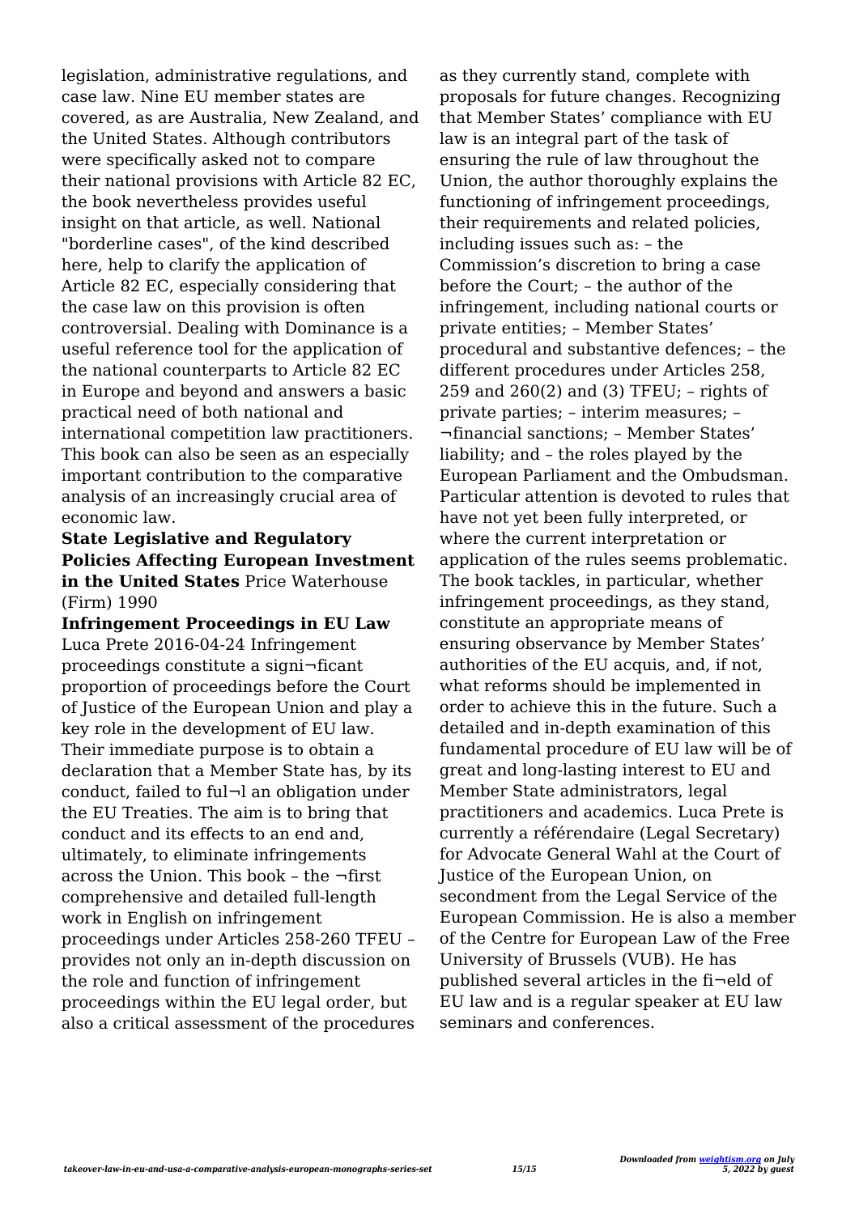legislation, administrative regulations, and case law. Nine EU member states are covered, as are Australia, New Zealand, and the United States. Although contributors were specifically asked not to compare their national provisions with Article 82 EC, the book nevertheless provides useful insight on that article, as well. National "borderline cases", of the kind described here, help to clarify the application of Article 82 EC, especially considering that the case law on this provision is often controversial. Dealing with Dominance is a useful reference tool for the application of the national counterparts to Article 82 EC in Europe and beyond and answers a basic practical need of both national and international competition law practitioners. This book can also be seen as an especially important contribution to the comparative analysis of an increasingly crucial area of economic law.

**State Legislative and Regulatory Policies Affecting European Investment in the United States** Price Waterhouse (Firm) 1990

**Infringement Proceedings in EU Law** Luca Prete 2016-04-24 Infringement proceedings constitute a signi¬ficant proportion of proceedings before the Court of Justice of the European Union and play a key role in the development of EU law. Their immediate purpose is to obtain a declaration that a Member State has, by its conduct, failed to ful¬l an obligation under the EU Treaties. The aim is to bring that conduct and its effects to an end and, ultimately, to eliminate infringements across the Union. This book – the ¬first comprehensive and detailed full-length work in English on infringement proceedings under Articles 258-260 TFEU – provides not only an in-depth discussion on the role and function of infringement proceedings within the EU legal order, but also a critical assessment of the procedures as they currently stand, complete with proposals for future changes. Recognizing that Member States' compliance with EU law is an integral part of the task of ensuring the rule of law throughout the Union, the author thoroughly explains the functioning of infringement proceedings, their requirements and related policies, including issues such as: – the Commission's discretion to bring a case before the Court; – the author of the infringement, including national courts or private entities; – Member States' procedural and substantive defences; – the different procedures under Articles 258, 259 and 260(2) and (3) TFEU; – rights of private parties; – interim measures; – ¬financial sanctions; – Member States' liability; and – the roles played by the European Parliament and the Ombudsman. Particular attention is devoted to rules that have not yet been fully interpreted, or where the current interpretation or application of the rules seems problematic. The book tackles, in particular, whether infringement proceedings, as they stand, constitute an appropriate means of ensuring observance by Member States' authorities of the EU acquis, and, if not, what reforms should be implemented in order to achieve this in the future. Such a detailed and in-depth examination of this fundamental procedure of EU law will be of great and long-lasting interest to EU and Member State administrators, legal practitioners and academics. Luca Prete is currently a référendaire (Legal Secretary) for Advocate General Wahl at the Court of Justice of the European Union, on secondment from the Legal Service of the European Commission. He is also a member of the Centre for European Law of the Free University of Brussels (VUB). He has published several articles in the fi¬eld of EU law and is a regular speaker at EU law seminars and conferences.